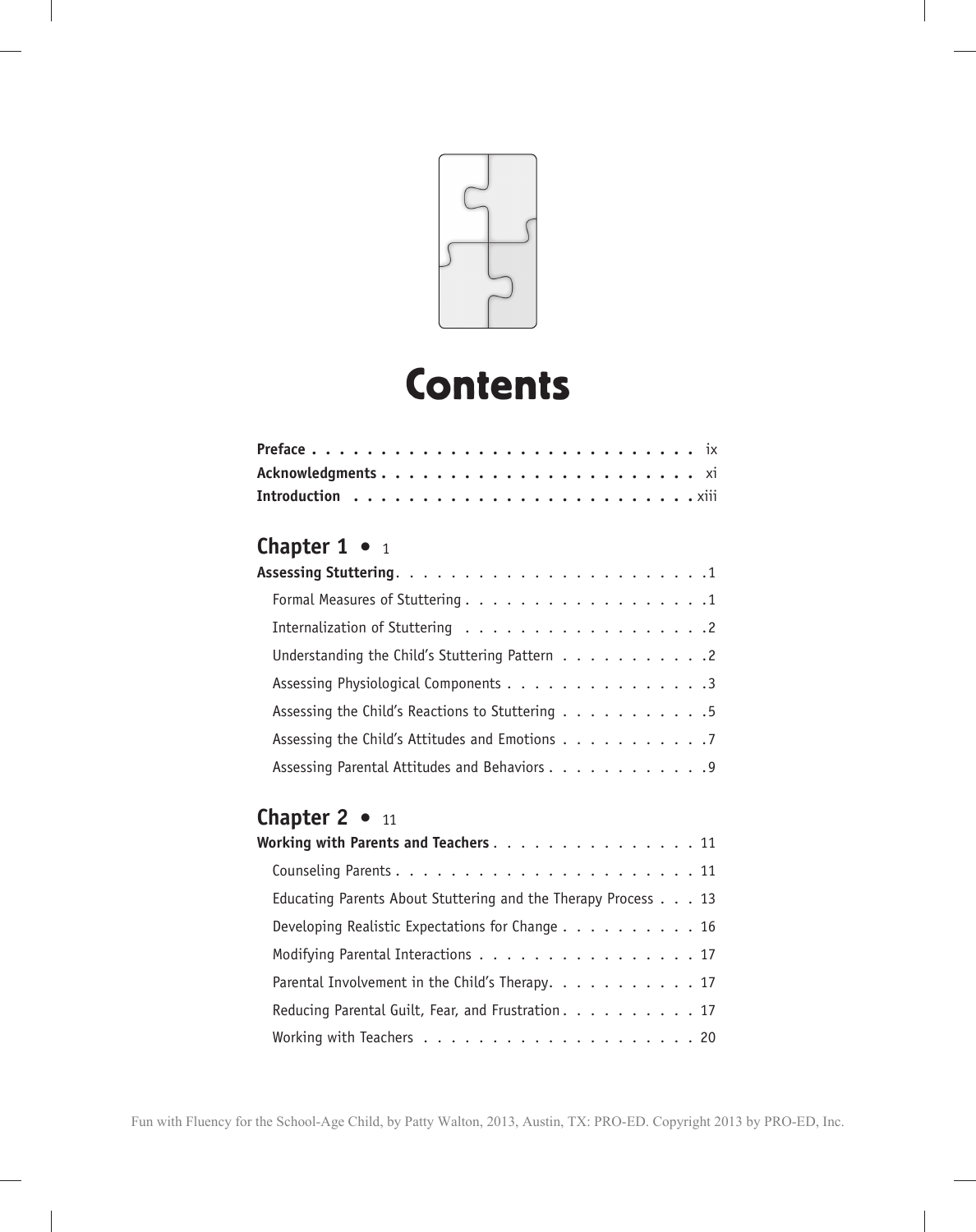# Contents

**Preface** . . . . . . . . . . . . . . . . . . . . . . . . . . . ix
**Acknowledgments** . . . . . . . . . . . . . . . . . . . . . . . xi
**Introduction** . . . . . . . . . . . . . . . . . . . . . . . . xiii

## Chapter 1 • 1

**Assessing Stuttering**. . . . . . . . . . . . . . . . . . . . . . .1

- Formal Measures of Stuttering . . . . . . . . . . . . . . . . . .1
- Internalization of Stuttering . . . . . . . . . . . . . . . . . .2
- Understanding the Child's Stuttering Pattern . . . . . . . . . . .2
- Assessing Physiological Components . . . . . . . . . . . . . . .3
- Assessing the Child's Reactions to Stuttering . . . . . . . . . . .5
- Assessing the Child's Attitudes and Emotions . . . . . . . . . . .7
- Assessing Parental Attitudes and Behaviors . . . . . . . . . . . .9

## Chapter 2 • 11

**Working with Parents and Teachers** . . . . . . . . . . . . . . . 11

- Counseling Parents . . . . . . . . . . . . . . . . . . . . . . 11
- Educating Parents About Stuttering and the Therapy Process . . . 13
- Developing Realistic Expectations for Change . . . . . . . . . . 16
- Modifying Parental Interactions . . . . . . . . . . . . . . . . 17
- Parental Involvement in the Child's Therapy. . . . . . . . . . . 17
- Reducing Parental Guilt, Fear, and Frustration . . . . . . . . . . 17
- Working with Teachers . . . . . . . . . . . . . . . . . . . . 20

Fun with Fluency for the School-Age Child, by Patty Walton, 2013, Austin, TX: PRO-ED. Copyright 2013 by PRO-ED, Inc.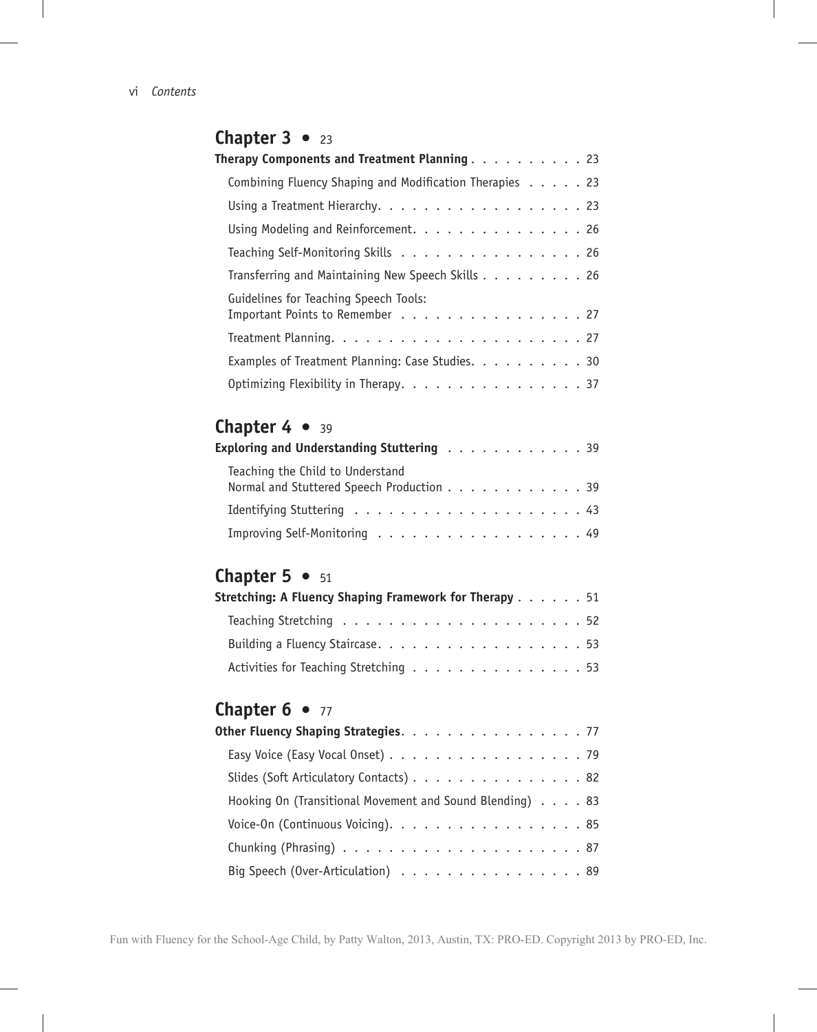## Chapter 3 • 23

**Therapy Components and Treatment Planning** . . . . . . . . . . 23

- Combining Fluency Shaping and Modification Therapies . . . . . 23
- Using a Treatment Hierarchy. . . . . . . . . . . . . . . . . . 23
- Using Modeling and Reinforcement. . . . . . . . . . . . . . . 26
- Teaching Self-Monitoring Skills . . . . . . . . . . . . . . . . 26
- Transferring and Maintaining New Speech Skills . . . . . . . . . 26
- Guidelines for Teaching Speech Tools: Important Points to Remember . . . . . . . . . . . . . . . . 27
- Treatment Planning. . . . . . . . . . . . . . . . . . . . . . 27
- Examples of Treatment Planning: Case Studies. . . . . . . . . . 30
- Optimizing Flexibility in Therapy. . . . . . . . . . . . . . . . 37

## Chapter 4 • 39

**Exploring and Understanding Stuttering** . . . . . . . . . . . . 39

- Teaching the Child to Understand Normal and Stuttered Speech Production . . . . . . . . . . . . 39
- Identifying Stuttering . . . . . . . . . . . . . . . . . . . . 43
- Improving Self-Monitoring . . . . . . . . . . . . . . . . . . 49

## Chapter 5 • 51

**Stretching: A Fluency Shaping Framework for Therapy** . . . . . . 51

- Teaching Stretching . . . . . . . . . . . . . . . . . . . . . 52
- Building a Fluency Staircase. . . . . . . . . . . . . . . . . . 53
- Activities for Teaching Stretching . . . . . . . . . . . . . . . 53

## Chapter 6 • 77

**Other Fluency Shaping Strategies**. . . . . . . . . . . . . . . . 77

- Easy Voice (Easy Vocal Onset) . . . . . . . . . . . . . . . . . 79
- Slides (Soft Articulatory Contacts) . . . . . . . . . . . . . . . 82
- Hooking On (Transitional Movement and Sound Blending) . . . . 83
- Voice-On (Continuous Voicing). . . . . . . . . . . . . . . . . 85
- Chunking (Phrasing) . . . . . . . . . . . . . . . . . . . . . 87
- Big Speech (Over-Articulation) . . . . . . . . . . . . . . . . 89

Fun with Fluency for the School-Age Child, by Patty Walton, 2013, Austin, TX: PRO-ED. Copyright 2013 by PRO-ED, Inc.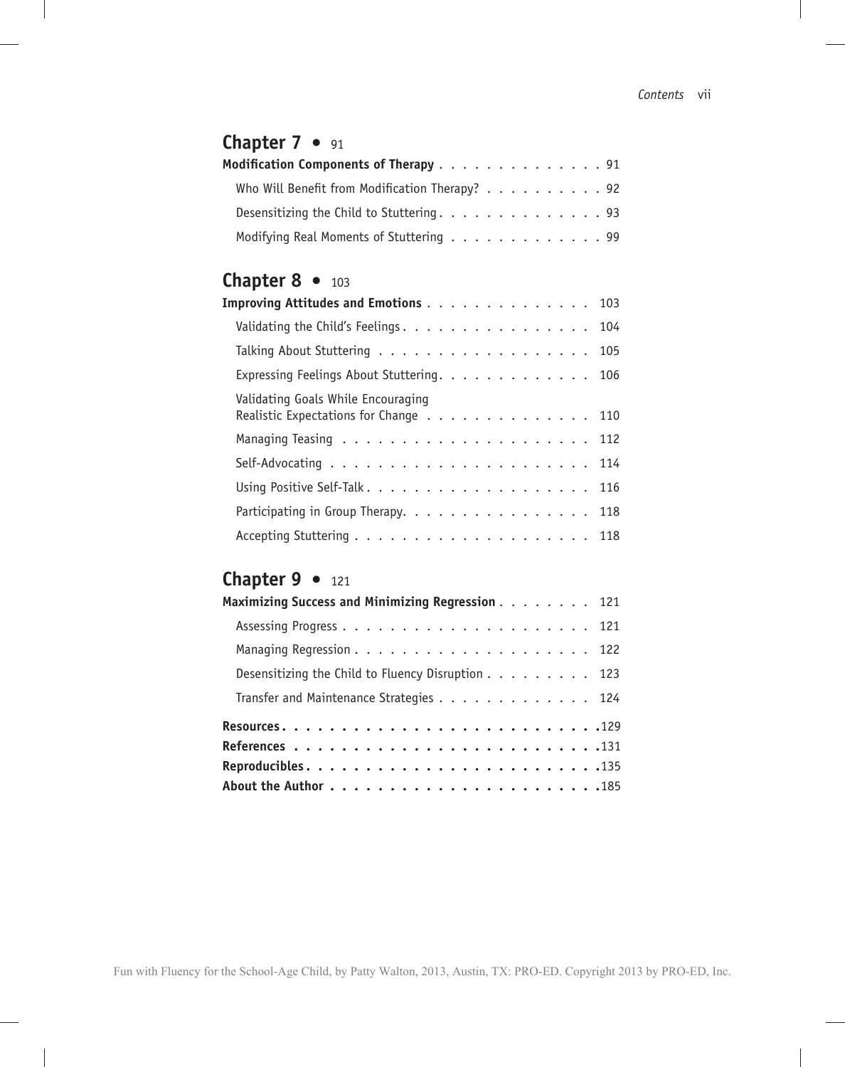## Chapter 7 • 91

**Modification Components of Therapy** . . . . . . . . . . . . . . 91

- Who Will Benefit from Modification Therapy? . . . . . . . . . . 92
- Desensitizing the Child to Stuttering . . . . . . . . . . . . . . 93
- Modifying Real Moments of Stuttering . . . . . . . . . . . . . 99

## Chapter 8 • 103

**Improving Attitudes and Emotions** . . . . . . . . . . . . . . 103

- Validating the Child's Feelings . . . . . . . . . . . . . . . . 104
- Talking About Stuttering . . . . . . . . . . . . . . . . . . 105
- Expressing Feelings About Stuttering . . . . . . . . . . . . . 106
- Validating Goals While Encouraging Realistic Expectations for Change . . . . . . . . . . . . . . 110
- Managing Teasing . . . . . . . . . . . . . . . . . . . . . 112
- Self-Advocating . . . . . . . . . . . . . . . . . . . . . . 114
- Using Positive Self-Talk . . . . . . . . . . . . . . . . . . . 116
- Participating in Group Therapy . . . . . . . . . . . . . . . . 118
- Accepting Stuttering . . . . . . . . . . . . . . . . . . . . 118

## Chapter 9 • 121

**Maximizing Success and Minimizing Regression** . . . . . . . . 121

- Assessing Progress . . . . . . . . . . . . . . . . . . . . . 121
- Managing Regression . . . . . . . . . . . . . . . . . . . . 122
- Desensitizing the Child to Fluency Disruption . . . . . . . . . 123
- Transfer and Maintenance Strategies . . . . . . . . . . . . . 124

**Resources** . . . . . . . . . . . . . . . . . . . . . . . . . 129

**References** . . . . . . . . . . . . . . . . . . . . . . . . . 131

**Reproducibles** . . . . . . . . . . . . . . . . . . . . . . . . 135

**About the Author** . . . . . . . . . . . . . . . . . . . . . . 185